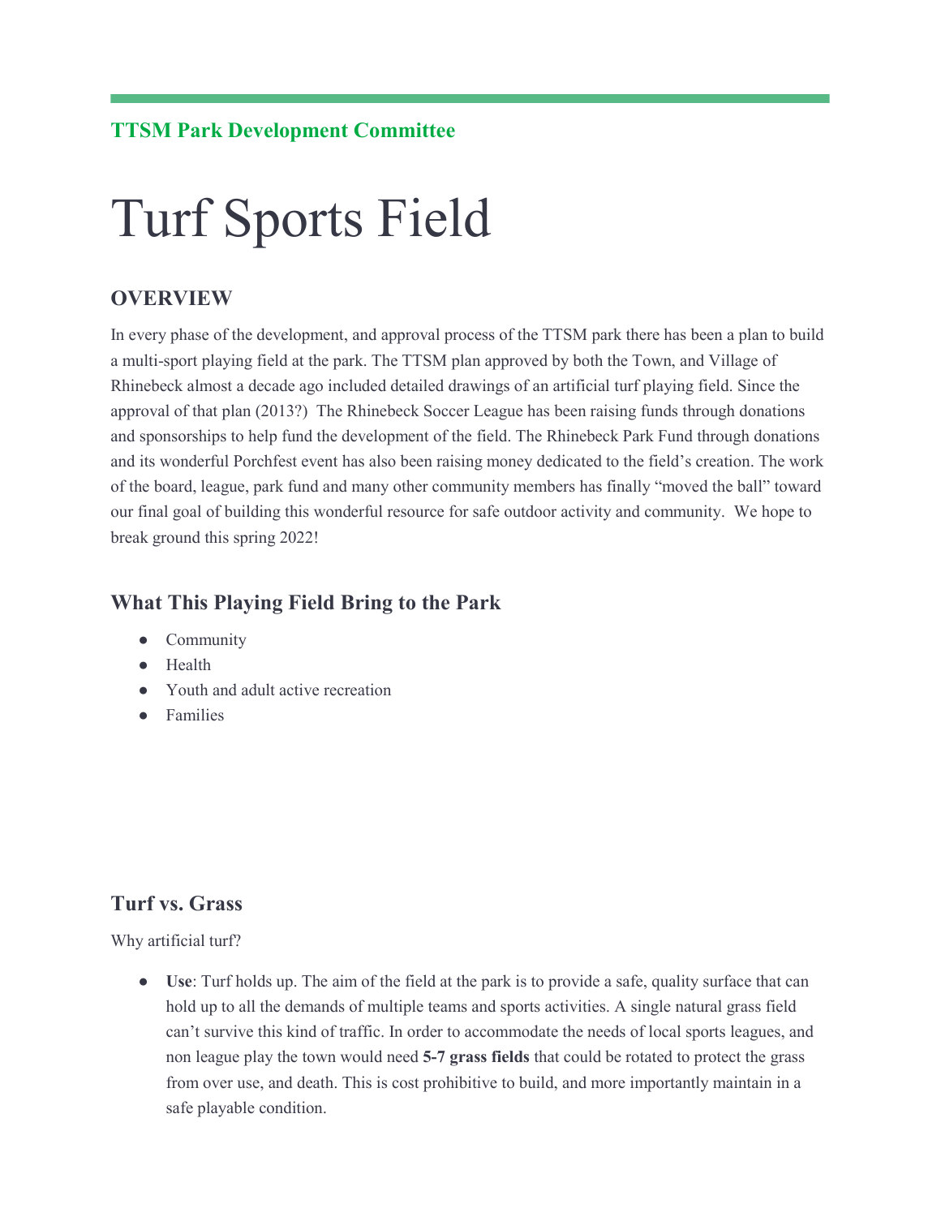**TTSM Park Development Committee**

# Turf Sports Field

## OVERVIEW

In every phase of the development, and approval process of the TTSM park there has been a plan to build a multi-sport playing field at the park. The TTSM plan approved by both the Town, and Village of Rhinebeck almost a decade ago included detailed drawings of an artificial turf playing field. Since the approval of that plan (2013?) The Rhinebeck Soccer League has been raising funds through donations and sponsorships to help fund the development of the field. The Rhinebeck Park Fund through donations and its wonderful Porchfest event has also been raising money dedicated to the field's creation. The work of the board, league, park fund and many other community members has finally "moved the ball" toward our final goal of building this wonderful resource for safe outdoor activity and community. We hope to break ground this spring 2022!

### What This Playing Field Bring to the Park

- Community
- Health
- Youth and adult active recreation
- Families

### Turf vs. Grass

Why artificial turf?

- **Use**: Turf holds up. The aim of the field at the park is to provide a safe, quality surface that can hold up to all the demands of multiple teams and sports activities. A single natural grass field can't survive this kind of traffic. In order to accommodate the needs of local sports leagues, and non league play the town would need **5-7 grass fields** that could be rotated to protect the grass from over use, and death. This is cost prohibitive to build, and more importantly maintain in a safe playable condition.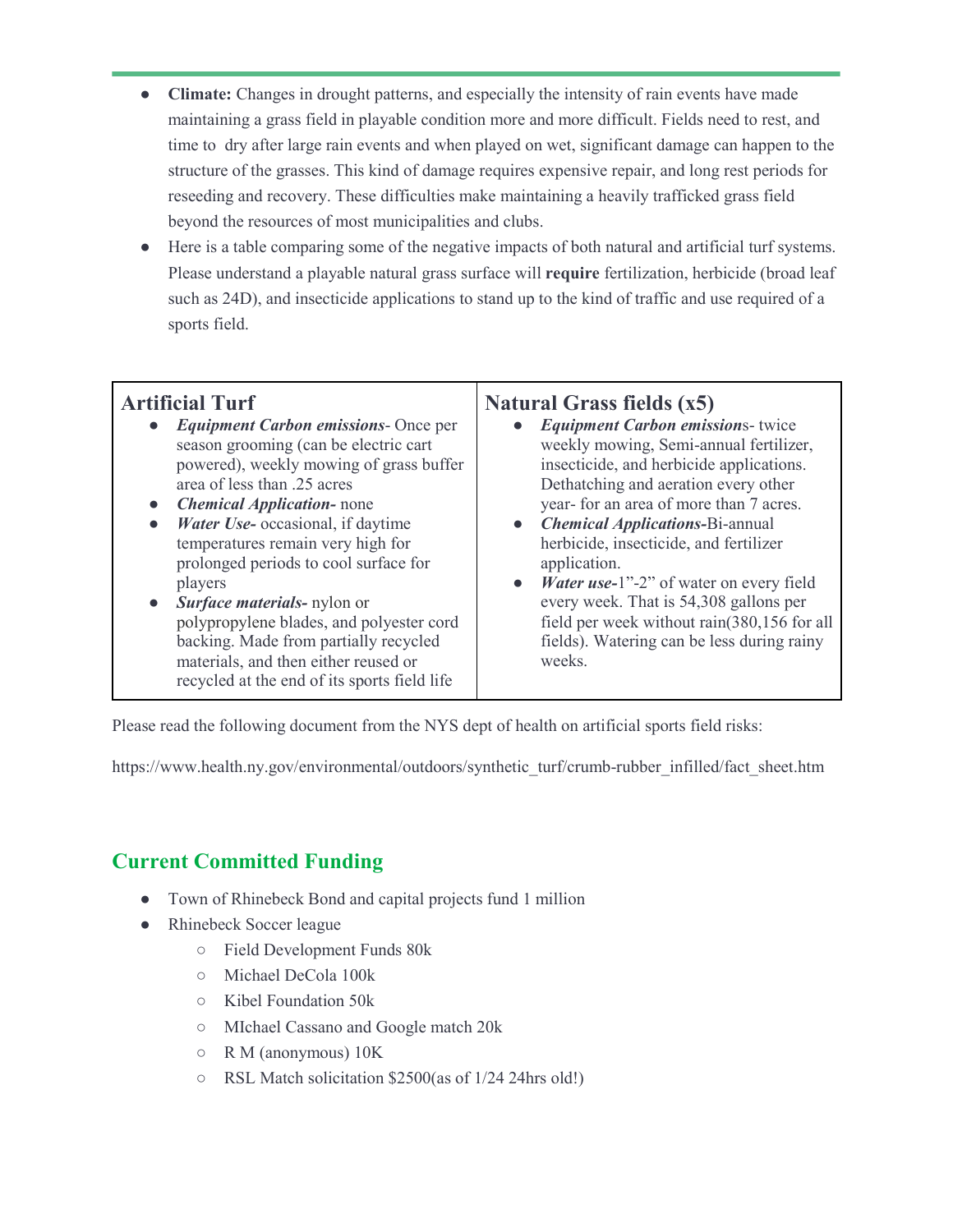- **Climate:** Changes in drought patterns, and especially the intensity of rain events have made maintaining a grass field in playable condition more and more difficult. Fields need to rest, and time to dry after large rain events and when played on wet, significant damage can happen to the structure of the grasses. This kind of damage requires expensive repair, and long rest periods for reseeding and recovery. These difficulties make maintaining a heavily trafficked grass field beyond the resources of most municipalities and clubs.
- Here is a table comparing some of the negative impacts of both natural and artificial turf systems. Please understand a playable natural grass surface will **require** fertilization, herbicide (broad leaf such as 24D), and insecticide applications to stand up to the kind of traffic and use required of a sports field.

| Artificial Turf | Natural Grass fields (x5) |
|---|---|
| • ***Equipment Carbon emissions***- Once per season grooming (can be electric cart powered), weekly mowing of grass buffer area of less than .25 acres<br>• ***Chemical Application-*** none<br>• ***Water Use-*** occasional, if daytime temperatures remain very high for prolonged periods to cool surface for players<br>• ***Surface materials-*** nylon or polypropylene blades, and polyester cord backing. Made from partially recycled materials, and then either reused or recycled at the end of its sports field life | • ***Equipment Carbon emission***s- twice weekly mowing, Semi-annual fertilizer, insecticide, and herbicide applications. Dethatching and aeration every other year- for an area of more than 7 acres.<br>• ***Chemical Applications-***Bi-annual herbicide, insecticide, and fertilizer application.<br>• ***Water use-***1"-2" of water on every field every week. That is 54,308 gallons per field per week without rain(380,156 for all fields). Watering can be less during rainy weeks. |

Please read the following document from the NYS dept of health on artificial sports field risks:

https://www.health.ny.gov/environmental/outdoors/synthetic_turf/crumb-rubber_infilled/fact_sheet.htm

## Current Committed Funding

- Town of Rhinebeck Bond and capital projects fund 1 million
- Rhinebeck Soccer league
  - Field Development Funds 80k
  - Michael DeCola 100k
  - Kibel Foundation 50k
  - MIchael Cassano and Google match 20k
  - R M (anonymous) 10K
  - RSL Match solicitation $2500(as of 1/24 24hrs old!)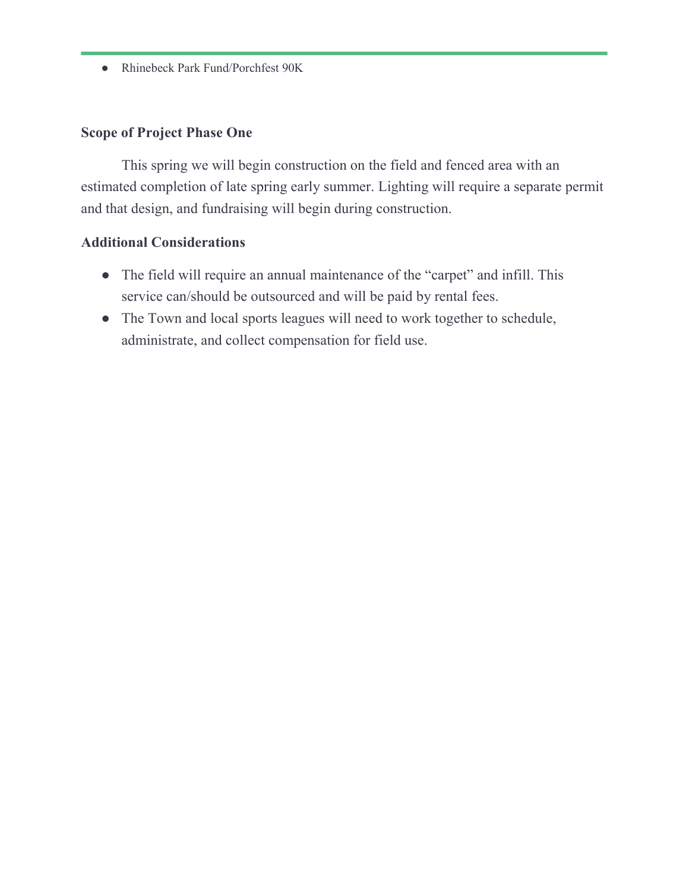- Rhinebeck Park Fund/Porchfest 90K

**Scope of Project Phase One**

This spring we will begin construction on the field and fenced area with an estimated completion of late spring early summer. Lighting will require a separate permit and that design, and fundraising will begin during construction.

**Additional Considerations**

- The field will require an annual maintenance of the “carpet” and infill. This service can/should be outsourced and will be paid by rental fees.
- The Town and local sports leagues will need to work together to schedule, administrate, and collect compensation for field use.